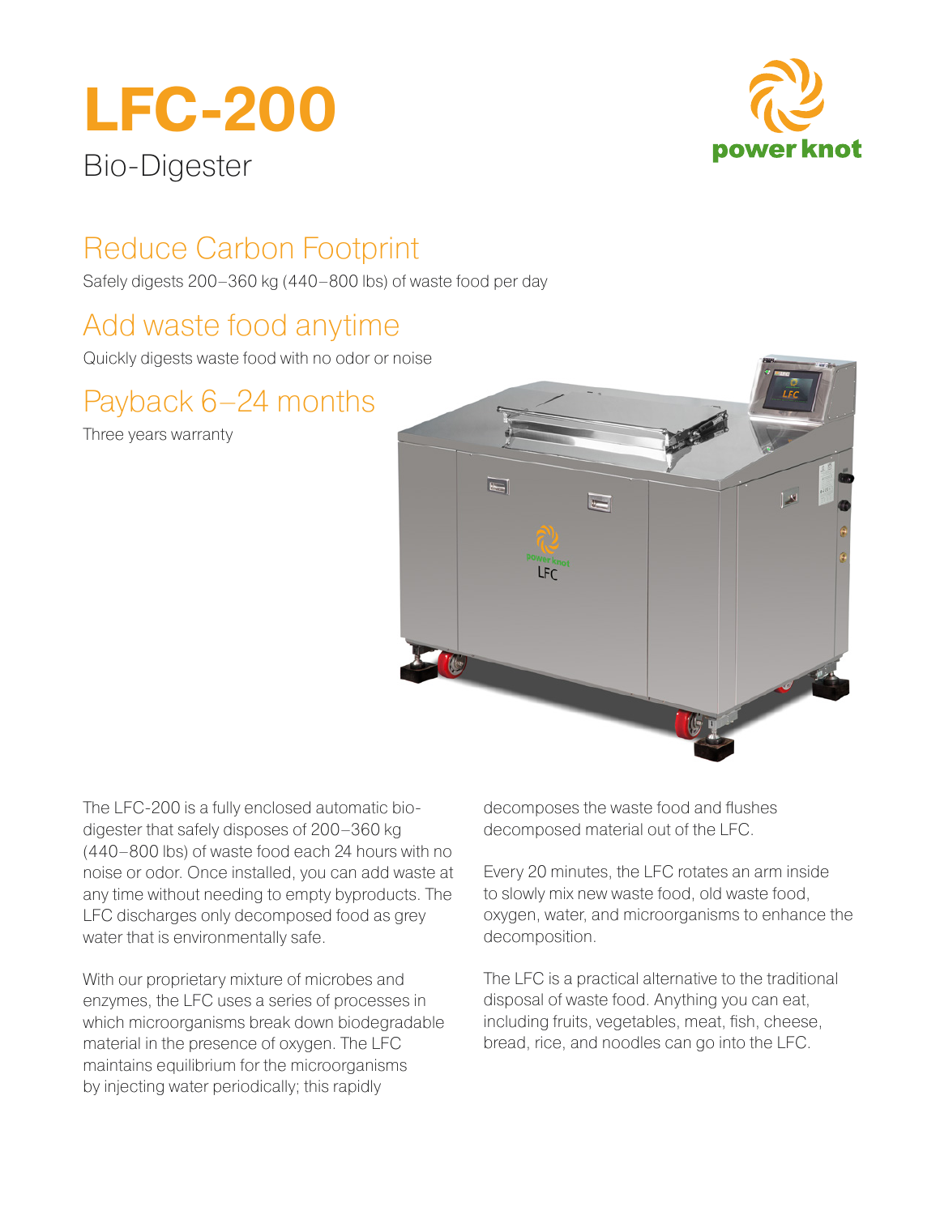# LFC-200

Bio-Digester

## Reduce Carbon Footprint

Safely digests 200–360 kg (440–800 lbs) of waste food per day

## Add waste food anytime

Quickly digests waste food with no odor or noise

## Payback 6–24 months

Three years warranty

The LFC-200 is a fully enclosed automatic bio-digester that safely disposes of 200–360 kg (440–800 lbs) of waste food each 24 hours with no noise or odor. Once installed, you can add waste at any time without needing to empty byproducts. The LFC discharges only decomposed food as grey water that is environmentally safe.

With our proprietary mixture of microbes and enzymes, the LFC uses a series of processes in which microorganisms break down biodegradable material in the presence of oxygen. The LFC maintains equilibrium for the microorganisms by injecting water periodically; this rapidly decomposes the waste food and flushes decomposed material out of the LFC.

Every 20 minutes, the LFC rotates an arm inside to slowly mix new waste food, old waste food, oxygen, water, and microorganisms to enhance the decomposition.

The LFC is a practical alternative to the traditional disposal of waste food. Anything you can eat, including fruits, vegetables, meat, fish, cheese, bread, rice, and noodles can go into the LFC.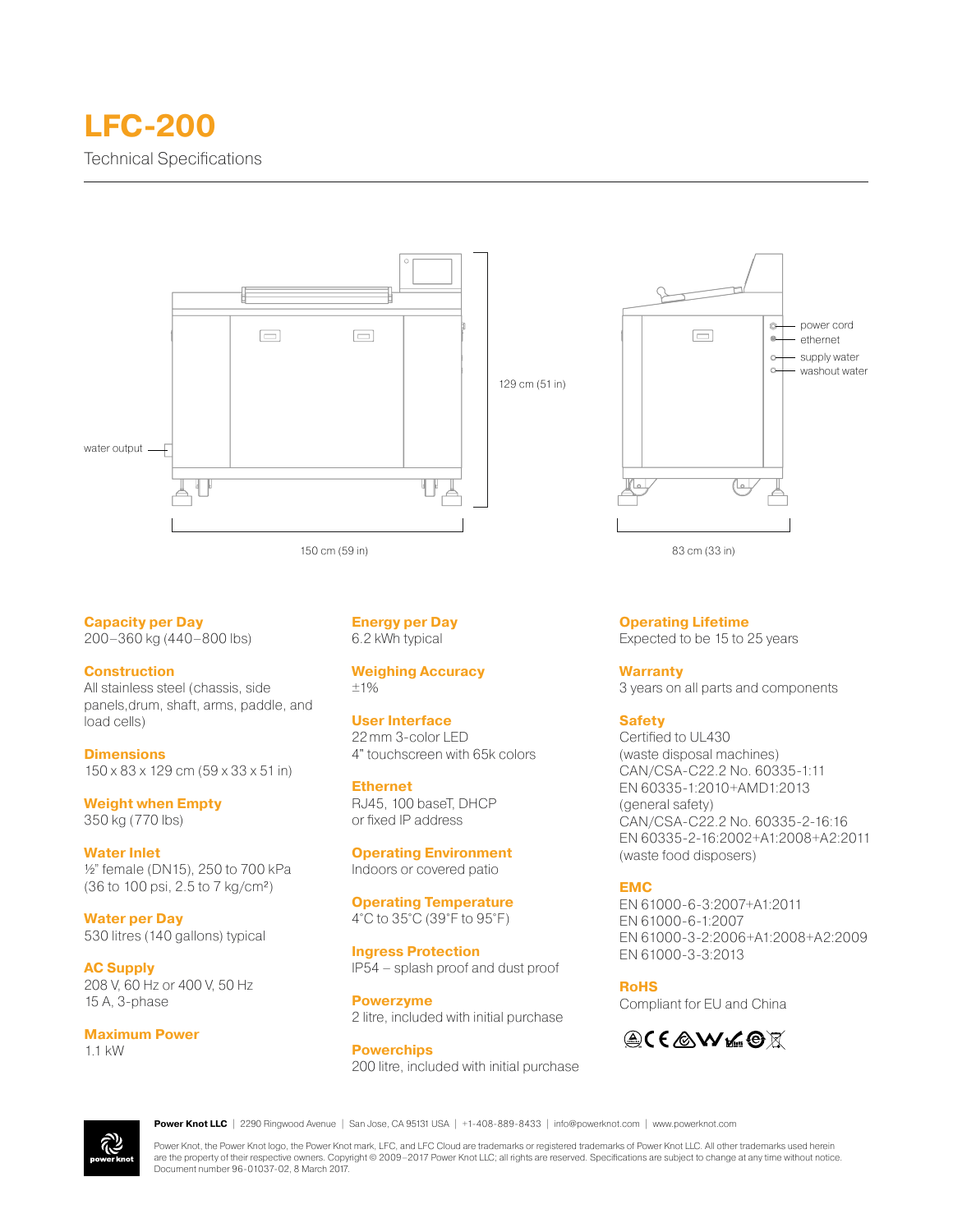# LFC-200

Technical Specifications

water output

129 cm (51 in)

150 cm (59 in)

power cord

ethernet

supply water

washout water

83 cm (33 in)

### Capacity per Day
200–360 kg (440–800 lbs)

### Construction
All stainless steel (chassis, side panels,drum, shaft, arms, paddle, and load cells)

### Dimensions
150 x 83 x 129 cm (59 x 33 x 51 in)

### Weight when Empty
350 kg (770 lbs)

### Water Inlet
½" female (DN15), 250 to 700 kPa (36 to 100 psi, 2.5 to 7 kg/cm²)

### Water per Day
530 litres (140 gallons) typical

### AC Supply
208 V, 60 Hz or 400 V, 50 Hz
15 A, 3-phase

### Maximum Power
1.1 kW

### Energy per Day
6.2 kWh typical

### Weighing Accuracy
±1%

### User Interface
22 mm 3-color LED
4" touchscreen with 65k colors

### Ethernet
RJ45, 100 baseT, DHCP or fixed IP address

### Operating Environment
Indoors or covered patio

### Operating Temperature
4°C to 35°C (39°F to 95°F)

### Ingress Protection
IP54 – splash proof and dust proof

### Powerzyme
2 litre, included with initial purchase

### Powerchips
200 litre, included with initial purchase

### Operating Lifetime
Expected to be 15 to 25 years

### Warranty
3 years on all parts and components

### Safety
Certified to UL430
(waste disposal machines)
CAN/CSA-C22.2 No. 60335-1:11
EN 60335-1:2010+AMD1:2013
(general safety)
CAN/CSA-C22.2 No. 60335-2-16:16
EN 60335-2-16:2002+A1:2008+A2:2011
(waste food disposers)

### EMC
EN 61000-6-3:2007+A1:2011
EN 61000-6-1:2007
EN 61000-3-2:2006+A1:2008+A2:2009
EN 61000-3-3:2013

### RoHS
Compliant for EU and China

**Power Knot LLC** | 2290 Ringwood Avenue | San Jose, CA 95131 USA | +1-408-889-8433 | info@powerknot.com | www.powerknot.com

Power Knot, the Power Knot logo, the Power Knot mark, LFC, and LFC Cloud are trademarks or registered trademarks of Power Knot LLC. All other trademarks used herein are the property of their respective owners. Copyright © 2009–2017 Power Knot LLC; all rights are reserved. Specifications are subject to change at any time without notice. Document number 96-01037-02, 8 March 2017.